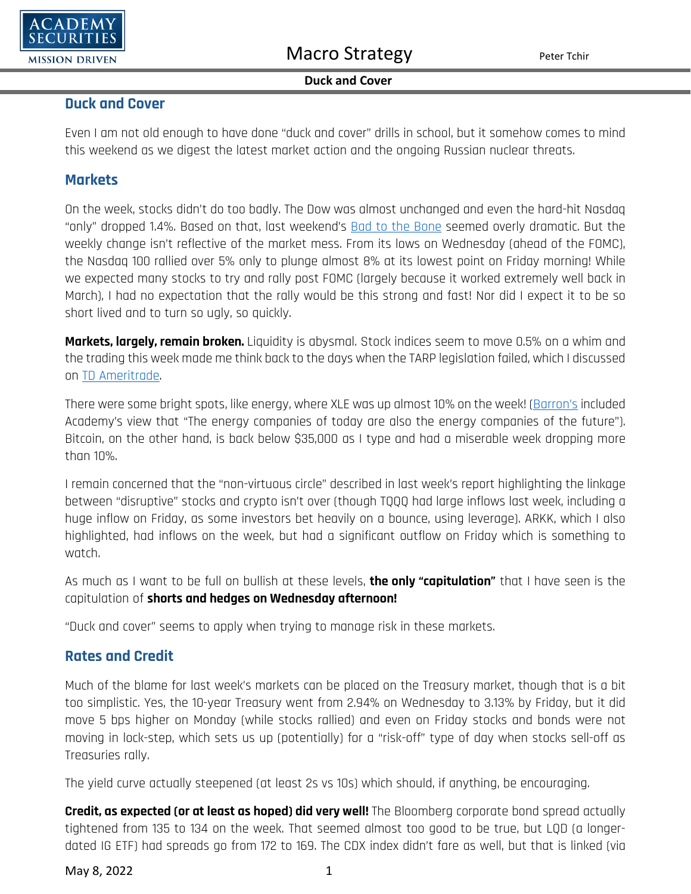## Duck and Cover

Even I am not old enough to have done "duck and cover" drills in school, but it somehow comes to mind this weekend as we digest the latest market action and the ongoing Russian nuclear threats.

## Markets

On the week, stocks didn't do too badly. The Dow was almost unchanged and even the hard-hit Nasdaq "only" dropped 1.4%. Based on that, last weekend's Bad to the Bone seemed overly dramatic. But the weekly change isn't reflective of the market mess. From its lows on Wednesday (ahead of the FOMC), the Nasdaq 100 rallied over 5% only to plunge almost 8% at its lowest point on Friday morning! While we expected many stocks to try and rally post FOMC (largely because it worked extremely well back in March), I had no expectation that the rally would be this strong and fast! Nor did I expect it to be so short lived and to turn so ugly, so quickly.

**Markets, largely, remain broken.** Liquidity is abysmal. Stock indices seem to move 0.5% on a whim and the trading this week made me think back to the days when the TARP legislation failed, which I discussed on TD Ameritrade.

There were some bright spots, like energy, where XLE was up almost 10% on the week! (Barron's included Academy's view that "The energy companies of today are also the energy companies of the future"). Bitcoin, on the other hand, is back below $35,000 as I type and had a miserable week dropping more than 10%.

I remain concerned that the "non-virtuous circle" described in last week's report highlighting the linkage between "disruptive" stocks and crypto isn't over (though TQQQ had large inflows last week, including a huge inflow on Friday, as some investors bet heavily on a bounce, using leverage). ARKK, which I also highlighted, had inflows on the week, but had a significant outflow on Friday which is something to watch.

As much as I want to be full on bullish at these levels, **the only "capitulation"** that I have seen is the capitulation of **shorts and hedges on Wednesday afternoon!**

"Duck and cover" seems to apply when trying to manage risk in these markets.

## Rates and Credit

Much of the blame for last week's markets can be placed on the Treasury market, though that is a bit too simplistic. Yes, the 10-year Treasury went from 2.94% on Wednesday to 3.13% by Friday, but it did move 5 bps higher on Monday (while stocks rallied) and even on Friday stocks and bonds were not moving in lock-step, which sets us up (potentially) for a "risk-off" type of day when stocks sell-off as Treasuries rally.

The yield curve actually steepened (at least 2s vs 10s) which should, if anything, be encouraging.

**Credit, as expected (or at least as hoped) did very well!** The Bloomberg corporate bond spread actually tightened from 135 to 134 on the week. That seemed almost too good to be true, but LQD (a longer-dated IG ETF) had spreads go from 172 to 169. The CDX index didn't fare as well, but that is linked (via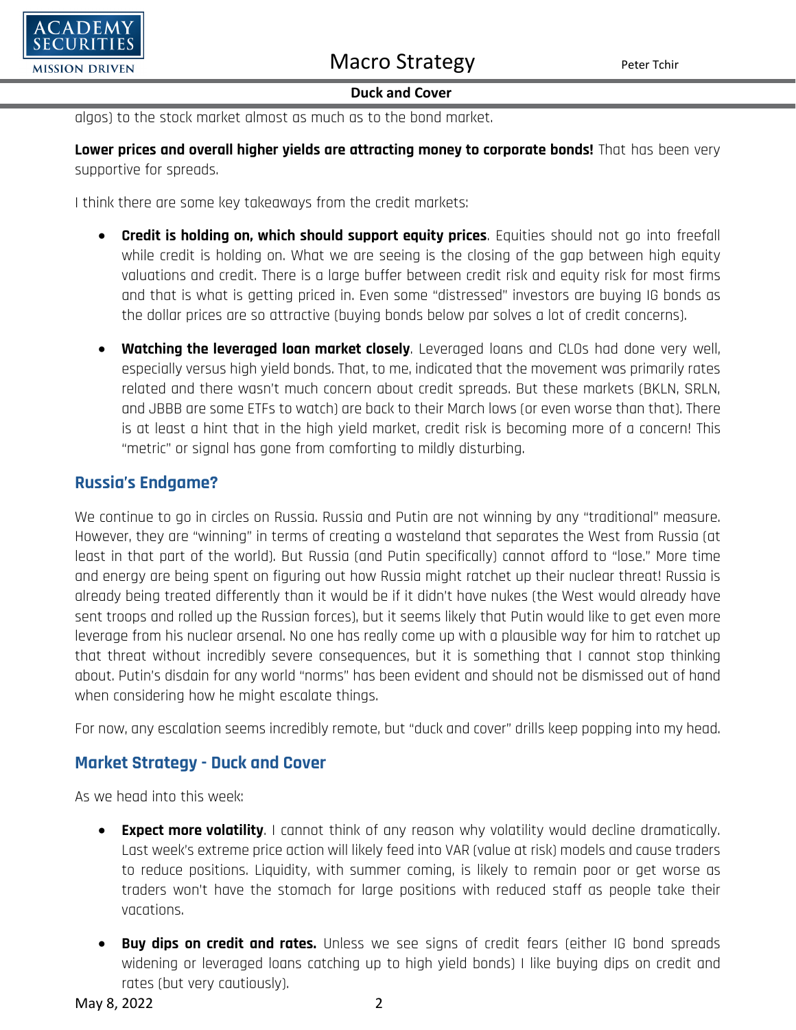algos) to the stock market almost as much as to the bond market.

**Lower prices and overall higher yields are attracting money to corporate bonds!** That has been very supportive for spreads.

I think there are some key takeaways from the credit markets:

- **Credit is holding on, which should support equity prices**. Equities should not go into freefall while credit is holding on. What we are seeing is the closing of the gap between high equity valuations and credit. There is a large buffer between credit risk and equity risk for most firms and that is what is getting priced in. Even some "distressed" investors are buying IG bonds as the dollar prices are so attractive (buying bonds below par solves a lot of credit concerns).
- **Watching the leveraged loan market closely**. Leveraged loans and CLOs had done very well, especially versus high yield bonds. That, to me, indicated that the movement was primarily rates related and there wasn't much concern about credit spreads. But these markets (BKLN, SRLN, and JBBB are some ETFs to watch) are back to their March lows (or even worse than that). There is at least a hint that in the high yield market, credit risk is becoming more of a concern! This "metric" or signal has gone from comforting to mildly disturbing.

## Russia's Endgame?

We continue to go in circles on Russia. Russia and Putin are not winning by any "traditional" measure. However, they are "winning" in terms of creating a wasteland that separates the West from Russia (at least in that part of the world). But Russia (and Putin specifically) cannot afford to "lose." More time and energy are being spent on figuring out how Russia might ratchet up their nuclear threat! Russia is already being treated differently than it would be if it didn't have nukes (the West would already have sent troops and rolled up the Russian forces), but it seems likely that Putin would like to get even more leverage from his nuclear arsenal. No one has really come up with a plausible way for him to ratchet up that threat without incredibly severe consequences, but it is something that I cannot stop thinking about. Putin's disdain for any world "norms" has been evident and should not be dismissed out of hand when considering how he might escalate things.

For now, any escalation seems incredibly remote, but "duck and cover" drills keep popping into my head.

## Market Strategy - Duck and Cover

As we head into this week:

- **Expect more volatility**. I cannot think of any reason why volatility would decline dramatically. Last week's extreme price action will likely feed into VAR (value at risk) models and cause traders to reduce positions. Liquidity, with summer coming, is likely to remain poor or get worse as traders won't have the stomach for large positions with reduced staff as people take their vacations.
- **Buy dips on credit and rates.** Unless we see signs of credit fears (either IG bond spreads widening or leveraged loans catching up to high yield bonds) I like buying dips on credit and rates (but very cautiously).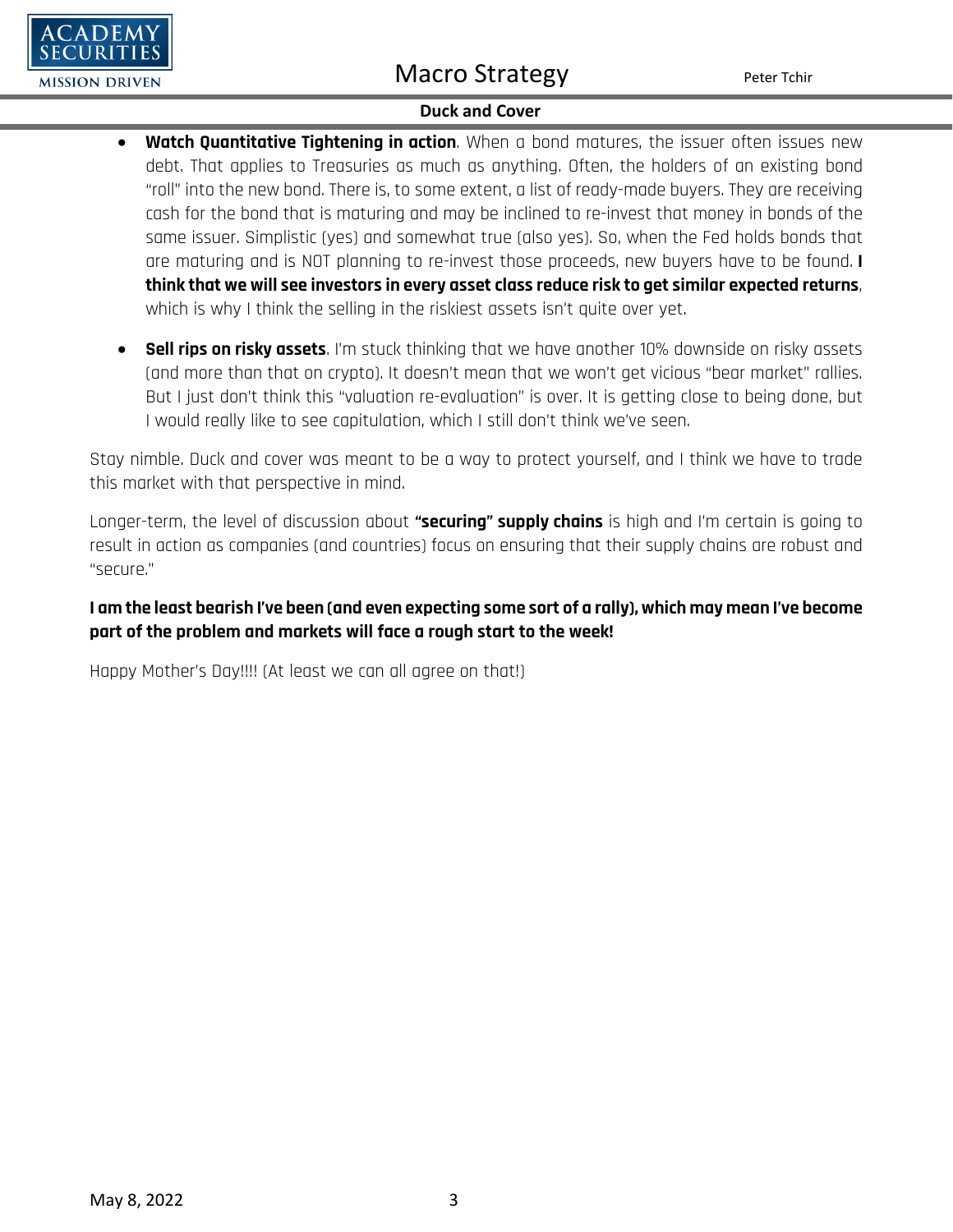- **Watch Quantitative Tightening in action**. When a bond matures, the issuer often issues new debt. That applies to Treasuries as much as anything. Often, the holders of an existing bond "roll" into the new bond. There is, to some extent, a list of ready-made buyers. They are receiving cash for the bond that is maturing and may be inclined to re-invest that money in bonds of the same issuer. Simplistic (yes) and somewhat true (also yes). So, when the Fed holds bonds that are maturing and is NOT planning to re-invest those proceeds, new buyers have to be found. **I think that we will see investors in every asset class reduce risk to get similar expected returns**, which is why I think the selling in the riskiest assets isn't quite over yet.

- **Sell rips on risky assets**. I'm stuck thinking that we have another 10% downside on risky assets (and more than that on crypto). It doesn't mean that we won't get vicious "bear market" rallies. But I just don't think this "valuation re-evaluation" is over. It is getting close to being done, but I would really like to see capitulation, which I still don't think we've seen.

Stay nimble. Duck and cover was meant to be a way to protect yourself, and I think we have to trade this market with that perspective in mind.

Longer-term, the level of discussion about **"securing" supply chains** is high and I'm certain is going to result in action as companies (and countries) focus on ensuring that their supply chains are robust and "secure."

**I am the least bearish I've been (and even expecting some sort of a rally), which may mean I've become part of the problem and markets will face a rough start to the week!**

Happy Mother's Day!!!! (At least we can all agree on that!)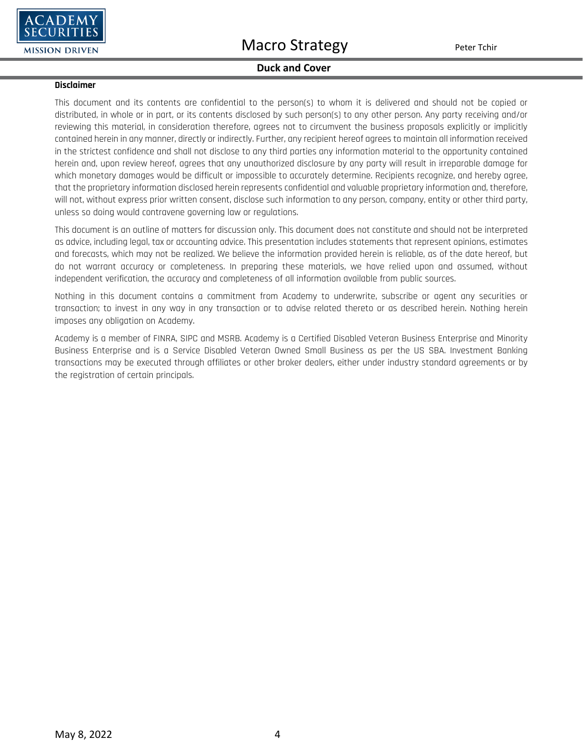**Disclaimer**

This document and its contents are confidential to the person(s) to whom it is delivered and should not be copied or distributed, in whole or in part, or its contents disclosed by such person(s) to any other person. Any party receiving and/or reviewing this material, in consideration therefore, agrees not to circumvent the business proposals explicitly or implicitly contained herein in any manner, directly or indirectly. Further, any recipient hereof agrees to maintain all information received in the strictest confidence and shall not disclose to any third parties any information material to the opportunity contained herein and, upon review hereof, agrees that any unauthorized disclosure by any party will result in irreparable damage for which monetary damages would be difficult or impossible to accurately determine. Recipients recognize, and hereby agree, that the proprietary information disclosed herein represents confidential and valuable proprietary information and, therefore, will not, without express prior written consent, disclose such information to any person, company, entity or other third party, unless so doing would contravene governing law or regulations.

This document is an outline of matters for discussion only. This document does not constitute and should not be interpreted as advice, including legal, tax or accounting advice. This presentation includes statements that represent opinions, estimates and forecasts, which may not be realized. We believe the information provided herein is reliable, as of the date hereof, but do not warrant accuracy or completeness. In preparing these materials, we have relied upon and assumed, without independent verification, the accuracy and completeness of all information available from public sources.

Nothing in this document contains a commitment from Academy to underwrite, subscribe or agent any securities or transaction; to invest in any way in any transaction or to advise related thereto or as described herein. Nothing herein imposes any obligation on Academy.

Academy is a member of FINRA, SIPC and MSRB. Academy is a Certified Disabled Veteran Business Enterprise and Minority Business Enterprise and is a Service Disabled Veteran Owned Small Business as per the US SBA. Investment Banking transactions may be executed through affiliates or other broker dealers, either under industry standard agreements or by the registration of certain principals.